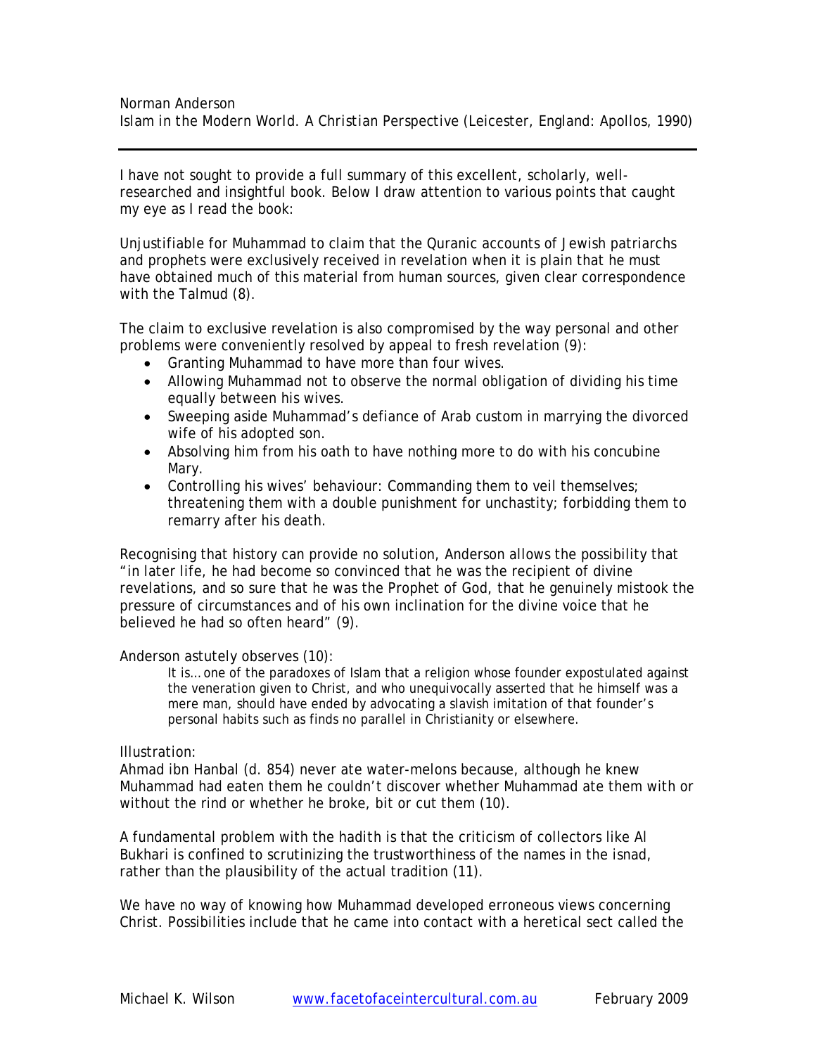Norman Anderson
*Islam in the Modern World. A Christian Perspective* (Leicester, England: Apollos, 1990)

---

I have not sought to provide a full summary of this excellent, scholarly, well-researched and insightful book. Below I draw attention to various points that caught my eye as I read the book:

Unjustifiable for Muhammad to claim that the Quranic accounts of Jewish patriarchs and prophets were exclusively received in revelation when it is plain that he must have obtained much of this material from human sources, given clear correspondence with the Talmud (8).

The claim to exclusive revelation is also compromised by the way personal and other problems were conveniently resolved by appeal to fresh revelation (9):

- Granting Muhammad to have more than four wives.
- Allowing Muhammad not to observe the normal obligation of dividing his time equally between his wives.
- Sweeping aside Muhammad's defiance of Arab custom in marrying the divorced wife of his adopted son.
- Absolving him from his oath to have nothing more to do with his concubine Mary.
- Controlling his wives' behaviour: Commanding them to veil themselves; threatening them with a double punishment for unchastity; forbidding them to remarry after his death.

Recognising that history can provide no solution, Anderson allows the possibility that "in later life, he had become so convinced that he was the recipient of divine revelations, and so sure that he was the Prophet of God, that he genuinely mistook the pressure of circumstances and of his own inclination for the divine voice that he believed he had so often heard" (9).

Anderson astutely observes (10):

> It is… one of the paradoxes of Islam that a religion whose founder expostulated against the veneration given to Christ, and who unequivocally asserted that he himself was a mere man, should have ended by advocating a slavish imitation of that founder's personal habits such as finds no parallel in Christianity or elsewhere.

Illustration:
Ahmad ibn Hanbal (d. 854) never ate water-melons because, although he knew Muhammad had eaten them he couldn't discover whether Muhammad ate them with or without the rind or whether he broke, bit or cut them (10).

A fundamental problem with the *hadith* is that the criticism of collectors like Al Bukhari is confined to scrutinizing the trustworthiness of the names in the isnad, rather than the plausibility of the actual tradition (11).

We have no way of knowing how Muhammad developed erroneous views concerning Christ. Possibilities include that he came into contact with a heretical sect called the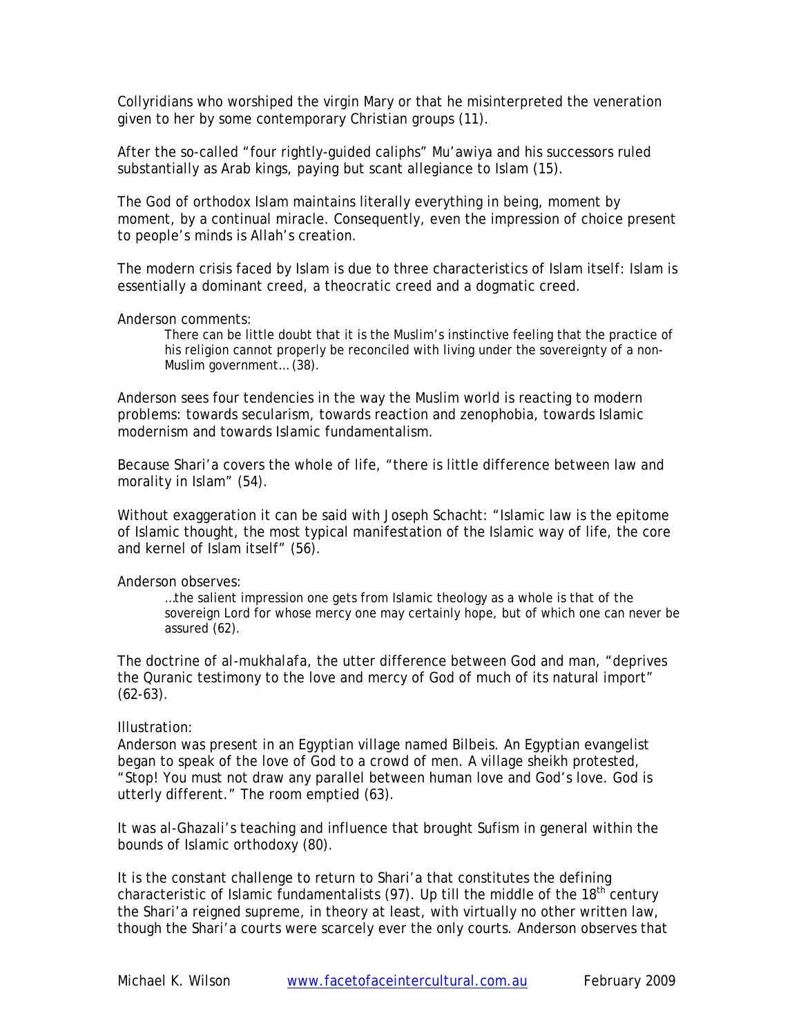Collyridians who worshiped the virgin Mary or that he misinterpreted the veneration given to her by some contemporary Christian groups (11).

After the so-called "four rightly-guided caliphs" Mu'awiya and his successors ruled substantially as Arab kings, paying but scant allegiance to Islam (15).

The God of orthodox Islam maintains literally everything in being, moment by moment, by a continual miracle. Consequently, even the impression of choice present to people's minds is Allah's creation.

The modern crisis faced by Islam is due to three characteristics of Islam itself: Islam is essentially a dominant creed, a theocratic creed and a dogmatic creed.

Anderson comments:

> There can be little doubt that it is the Muslim's instinctive feeling that the practice of his religion cannot properly be reconciled with living under the sovereignty of a non-Muslim government… (38).

Anderson sees four tendencies in the way the Muslim world is reacting to modern problems: towards secularism, towards reaction and zenophobia, towards Islamic modernism and towards Islamic fundamentalism.

Because Shari'a covers the whole of life, "there is little difference between law and morality in Islam" (54).

Without exaggeration it can be said with Joseph Schacht: "Islamic law is the epitome of Islamic thought, the most typical manifestation of the Islamic way of life, the core and kernel of Islam itself" (56).

Anderson observes:

> …the salient impression one gets from Islamic theology as a whole is that of the sovereign Lord for whose mercy one may certainly hope, but of which one can never be assured (62).

The doctrine of al-mukhalafa, the utter difference between God and man, "deprives the Quranic testimony to the love and mercy of God of much of its natural import" (62-63).

Illustration:
Anderson was present in an Egyptian village named Bilbeis. An Egyptian evangelist began to speak of the love of God to a crowd of men. A village sheikh protested, "Stop! You must not draw any parallel between human love and God's love. God is utterly different." The room emptied (63).

It was al-Ghazali's teaching and influence that brought Sufism in general within the bounds of Islamic orthodoxy (80).

It is the constant challenge to return to Shari'a that constitutes the defining characteristic of Islamic fundamentalists (97). Up till the middle of the 18th century the Shari'a reigned supreme, in theory at least, with virtually no other written law, though the Shari'a courts were scarcely ever the only courts. Anderson observes that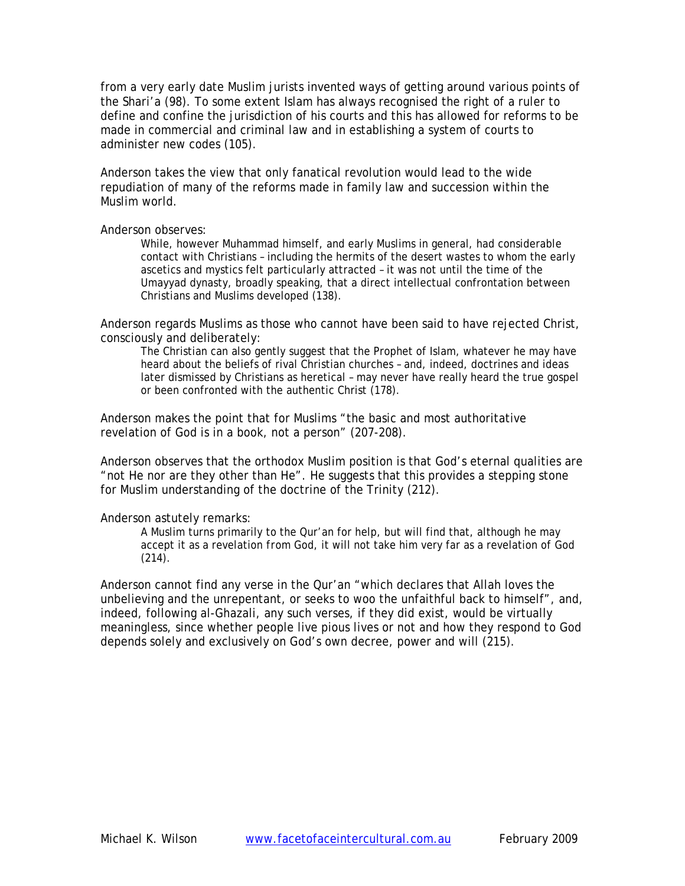from a very early date Muslim jurists invented ways of getting around various points of the Shari'a (98). To some extent Islam has always recognised the right of a ruler to define and confine the jurisdiction of his courts and this has allowed for reforms to be made in commercial and criminal law and in establishing a system of courts to administer new codes (105).

Anderson takes the view that only fanatical revolution would lead to the wide repudiation of many of the reforms made in family law and succession within the Muslim world.

Anderson observes:

> While, however Muhammad himself, and early Muslims in general, had considerable contact with Christians – including the hermits of the desert wastes to whom the early ascetics and mystics felt particularly attracted – it was not until the time of the Umayyad dynasty, broadly speaking, that a direct intellectual confrontation between Christians and Muslims developed (138).

Anderson regards Muslims as those who cannot have been said to have rejected Christ, consciously and deliberately:

> The Christian can also gently suggest that the Prophet of Islam, whatever he may have heard about the beliefs of rival Christian churches – and, indeed, doctrines and ideas later dismissed by Christians as heretical – may never have really heard the true gospel or been confronted with the authentic Christ (178).

Anderson makes the point that for Muslims "the basic and most authoritative revelation of God is in a book, not a person" (207-208).

Anderson observes that the orthodox Muslim position is that God's eternal qualities are "not He nor are they other than He". He suggests that this provides a stepping stone for Muslim understanding of the doctrine of the Trinity (212).

Anderson astutely remarks:

> A Muslim turns primarily to the Qur'an for help, but will find that, although he may accept it as a revelation *from* God, it will not take him very far as a revelation *of* God (214).

Anderson cannot find any verse in the Qur'an "which declares that Allah loves the unbelieving and the unrepentant, or seeks to woo the unfaithful back to himself", and, indeed, following al-Ghazali, any such verses, if they did exist, would be virtually meaningless, since whether people live pious lives or not and how they respond to God depends solely and exclusively on God's own decree, power and will (215).